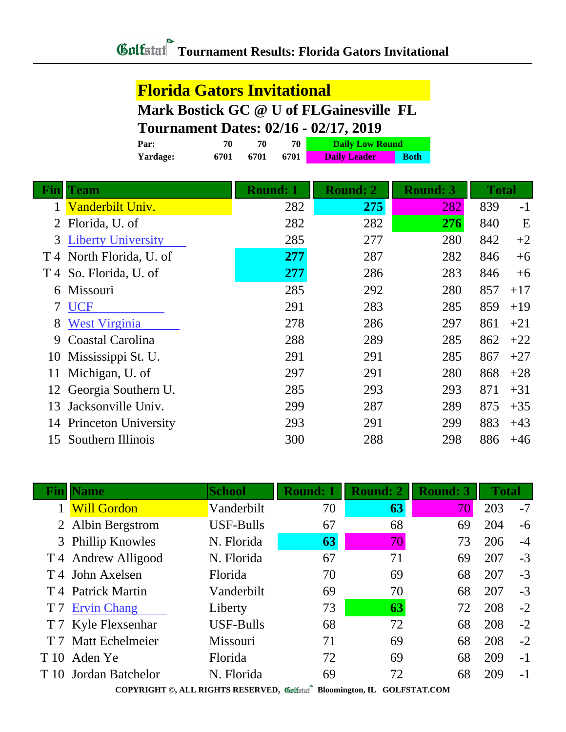# Tournament Results: Florida Gators Invitational

## Florida Gators Invitational

**Mark Bostick GC @ U of FLGainesville FL**

**Tournament Dates: 02/16 - 02/17, 2019**

| Par: | 70 | 70 | 70 | Daily Low Round | |
|---|---|---|---|---|---|
| Yardage: | 6701 | 6701 | 6701 | Daily Leader | Both |

| Fin | Team | Round: 1 | Round: 2 | Round: 3 | Total | |
|---|---|---|---|---|---|---|
| 1 | Vanderbilt Univ. | 282 | **275** | 282 | 839 | -1 |
| 2 | Florida, U. of | 282 | 282 | **276** | 840 | E |
| 3 | Liberty University | 285 | 277 | 280 | 842 | +2 |
| T 4 | North Florida, U. of | **277** | 287 | 282 | 846 | +6 |
| T 4 | So. Florida, U. of | **277** | 286 | 283 | 846 | +6 |
| 6 | Missouri | 285 | 292 | 280 | 857 | +17 |
| 7 | UCF | 291 | 283 | 285 | 859 | +19 |
| 8 | West Virginia | 278 | 286 | 297 | 861 | +21 |
| 9 | Coastal Carolina | 288 | 289 | 285 | 862 | +22 |
| 10 | Mississippi St. U. | 291 | 291 | 285 | 867 | +27 |
| 11 | Michigan, U. of | 297 | 291 | 280 | 868 | +28 |
| 12 | Georgia Southern U. | 285 | 293 | 293 | 871 | +31 |
| 13 | Jacksonville Univ. | 299 | 287 | 289 | 875 | +35 |
| 14 | Princeton University | 293 | 291 | 299 | 883 | +43 |
| 15 | Southern Illinois | 300 | 288 | 298 | 886 | +46 |

| Fin | Name | School | Round: 1 | Round: 2 | Round: 3 | Total | |
|---|---|---|---|---|---|---|---|
| 1 | Will Gordon | Vanderbilt | 70 | **63** | 70 | 203 | -7 |
| 2 | Albin Bergstrom | USF-Bulls | 67 | 68 | 69 | 204 | -6 |
| 3 | Phillip Knowles | N. Florida | **63** | 70 | 73 | 206 | -4 |
| T 4 | Andrew Alligood | N. Florida | 67 | 71 | 69 | 207 | -3 |
| T 4 | John Axelsen | Florida | 70 | 69 | 68 | 207 | -3 |
| T 4 | Patrick Martin | Vanderbilt | 69 | 70 | 68 | 207 | -3 |
| T 7 | Ervin Chang | Liberty | 73 | **63** | 72 | 208 | -2 |
| T 7 | Kyle Flexsenhar | USF-Bulls | 68 | 72 | 68 | 208 | -2 |
| T 7 | Matt Echelmeier | Missouri | 71 | 69 | 68 | 208 | -2 |
| T 10 | Aden Ye | Florida | 72 | 69 | 68 | 209 | -1 |
| T 10 | Jordan Batchelor | N. Florida | 69 | 72 | 68 | 209 | -1 |

COPYRIGHT ©, ALL RIGHTS RESERVED, Golfstat Bloomington, IL GOLFSTAT.COM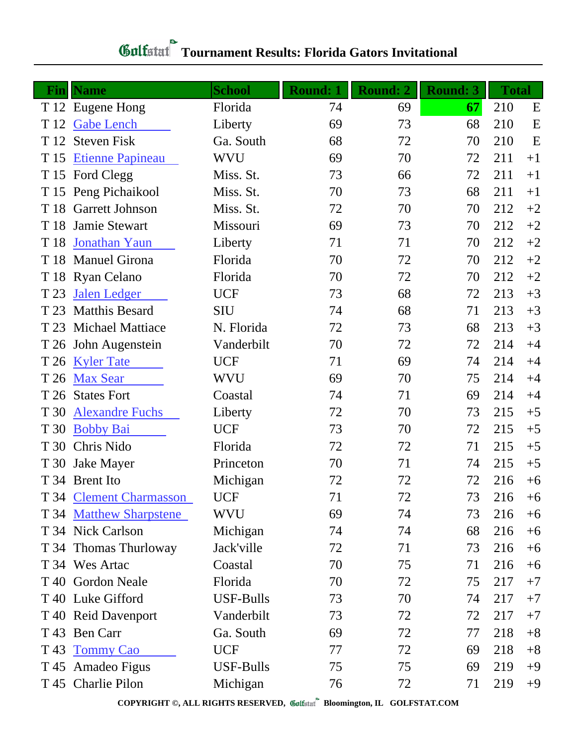# Golfstat Tournament Results: Florida Gators Invitational

| Fin | Name | School | Round: 1 | Round: 2 | Round: 3 | Total | |
|---|---|---|---|---|---|---|---|
| T 12 | Eugene Hong | Florida | 74 | 69 | **67** | 210 | E |
| T 12 | Gabe Lench | Liberty | 69 | 73 | 68 | 210 | E |
| T 12 | Steven Fisk | Ga. South | 68 | 72 | 70 | 210 | E |
| T 15 | Etienne Papineau | WVU | 69 | 70 | 72 | 211 | +1 |
| T 15 | Ford Clegg | Miss. St. | 73 | 66 | 72 | 211 | +1 |
| T 15 | Peng Pichaikool | Miss. St. | 70 | 73 | 68 | 211 | +1 |
| T 18 | Garrett Johnson | Miss. St. | 72 | 70 | 70 | 212 | +2 |
| T 18 | Jamie Stewart | Missouri | 69 | 73 | 70 | 212 | +2 |
| T 18 | Jonathan Yaun | Liberty | 71 | 71 | 70 | 212 | +2 |
| T 18 | Manuel Girona | Florida | 70 | 72 | 70 | 212 | +2 |
| T 18 | Ryan Celano | Florida | 70 | 72 | 70 | 212 | +2 |
| T 23 | Jalen Ledger | UCF | 73 | 68 | 72 | 213 | +3 |
| T 23 | Matthis Besard | SIU | 74 | 68 | 71 | 213 | +3 |
| T 23 | Michael Mattiace | N. Florida | 72 | 73 | 68 | 213 | +3 |
| T 26 | John Augenstein | Vanderbilt | 70 | 72 | 72 | 214 | +4 |
| T 26 | Kyler Tate | UCF | 71 | 69 | 74 | 214 | +4 |
| T 26 | Max Sear | WVU | 69 | 70 | 75 | 214 | +4 |
| T 26 | States Fort | Coastal | 74 | 71 | 69 | 214 | +4 |
| T 30 | Alexandre Fuchs | Liberty | 72 | 70 | 73 | 215 | +5 |
| T 30 | Bobby Bai | UCF | 73 | 70 | 72 | 215 | +5 |
| T 30 | Chris Nido | Florida | 72 | 72 | 71 | 215 | +5 |
| T 30 | Jake Mayer | Princeton | 70 | 71 | 74 | 215 | +5 |
| T 34 | Brent Ito | Michigan | 72 | 72 | 72 | 216 | +6 |
| T 34 | Clement Charmasson | UCF | 71 | 72 | 73 | 216 | +6 |
| T 34 | Matthew Sharpstene | WVU | 69 | 74 | 73 | 216 | +6 |
| T 34 | Nick Carlson | Michigan | 74 | 74 | 68 | 216 | +6 |
| T 34 | Thomas Thurloway | Jack'ville | 72 | 71 | 73 | 216 | +6 |
| T 34 | Wes Artac | Coastal | 70 | 75 | 71 | 216 | +6 |
| T 40 | Gordon Neale | Florida | 70 | 72 | 75 | 217 | +7 |
| T 40 | Luke Gifford | USF-Bulls | 73 | 70 | 74 | 217 | +7 |
| T 40 | Reid Davenport | Vanderbilt | 73 | 72 | 72 | 217 | +7 |
| T 43 | Ben Carr | Ga. South | 69 | 72 | 77 | 218 | +8 |
| T 43 | Tommy Cao | UCF | 77 | 72 | 69 | 218 | +8 |
| T 45 | Amadeo Figus | USF-Bulls | 75 | 75 | 69 | 219 | +9 |
| T 45 | Charlie Pilon | Michigan | 76 | 72 | 71 | 219 | +9 |

COPYRIGHT ©, ALL RIGHTS RESERVED, Golfstat Bloomington, IL GOLFSTAT.COM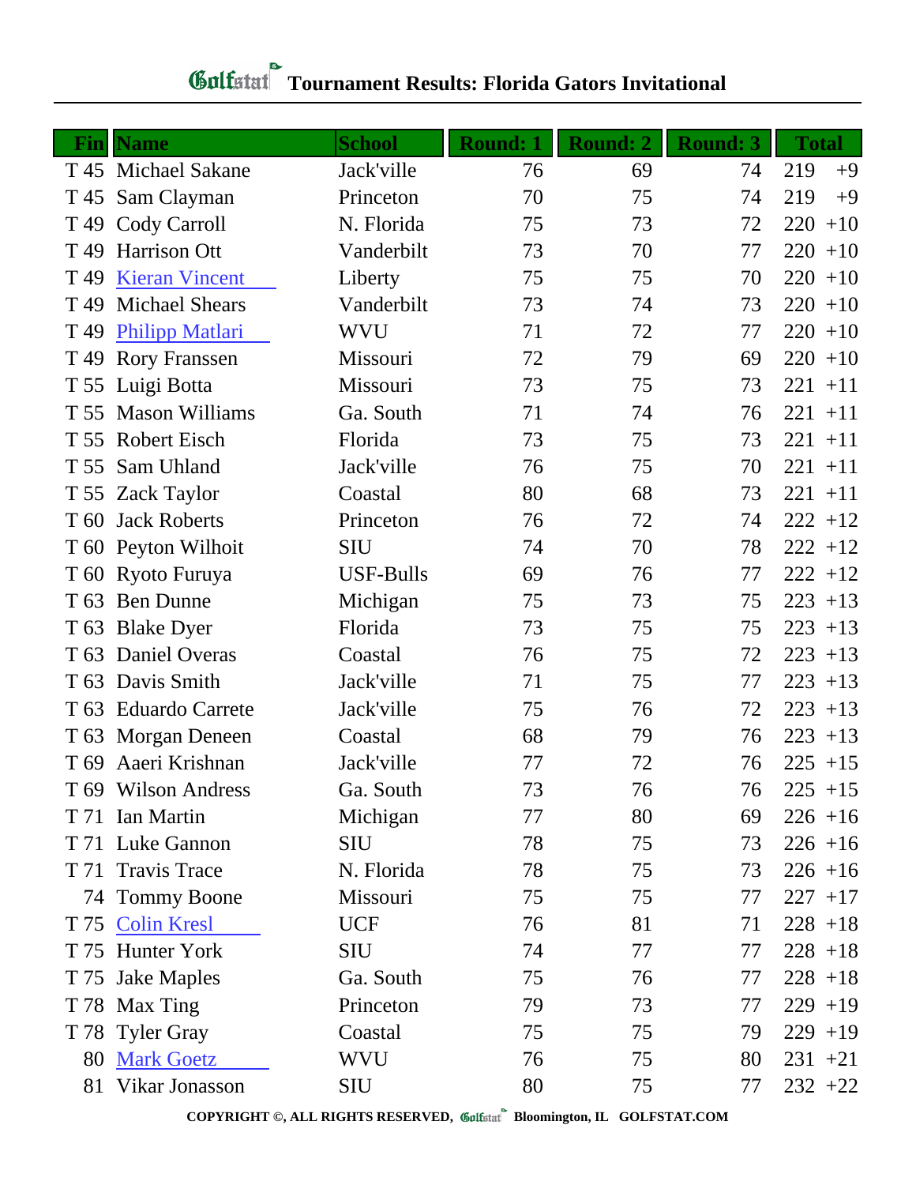# Golfstat Tournament Results: Florida Gators Invitational

| Fin | Name | School | Round: 1 | Round: 2 | Round: 3 | Total | |
|---|---|---|---|---|---|---|---|
| T 45 | Michael Sakane | Jack'ville | 76 | 69 | 74 | 219 | +9 |
| T 45 | Sam Clayman | Princeton | 70 | 75 | 74 | 219 | +9 |
| T 49 | Cody Carroll | N. Florida | 75 | 73 | 72 | 220 | +10 |
| T 49 | Harrison Ott | Vanderbilt | 73 | 70 | 77 | 220 | +10 |
| T 49 | Kieran Vincent | Liberty | 75 | 75 | 70 | 220 | +10 |
| T 49 | Michael Shears | Vanderbilt | 73 | 74 | 73 | 220 | +10 |
| T 49 | Philipp Matlari | WVU | 71 | 72 | 77 | 220 | +10 |
| T 49 | Rory Franssen | Missouri | 72 | 79 | 69 | 220 | +10 |
| T 55 | Luigi Botta | Missouri | 73 | 75 | 73 | 221 | +11 |
| T 55 | Mason Williams | Ga. South | 71 | 74 | 76 | 221 | +11 |
| T 55 | Robert Eisch | Florida | 73 | 75 | 73 | 221 | +11 |
| T 55 | Sam Uhland | Jack'ville | 76 | 75 | 70 | 221 | +11 |
| T 55 | Zack Taylor | Coastal | 80 | 68 | 73 | 221 | +11 |
| T 60 | Jack Roberts | Princeton | 76 | 72 | 74 | 222 | +12 |
| T 60 | Peyton Wilhoit | SIU | 74 | 70 | 78 | 222 | +12 |
| T 60 | Ryoto Furuya | USF-Bulls | 69 | 76 | 77 | 222 | +12 |
| T 63 | Ben Dunne | Michigan | 75 | 73 | 75 | 223 | +13 |
| T 63 | Blake Dyer | Florida | 73 | 75 | 75 | 223 | +13 |
| T 63 | Daniel Overas | Coastal | 76 | 75 | 72 | 223 | +13 |
| T 63 | Davis Smith | Jack'ville | 71 | 75 | 77 | 223 | +13 |
| T 63 | Eduardo Carrete | Jack'ville | 75 | 76 | 72 | 223 | +13 |
| T 63 | Morgan Deneen | Coastal | 68 | 79 | 76 | 223 | +13 |
| T 69 | Aaeri Krishnan | Jack'ville | 77 | 72 | 76 | 225 | +15 |
| T 69 | Wilson Andress | Ga. South | 73 | 76 | 76 | 225 | +15 |
| T 71 | Ian Martin | Michigan | 77 | 80 | 69 | 226 | +16 |
| T 71 | Luke Gannon | SIU | 78 | 75 | 73 | 226 | +16 |
| T 71 | Travis Trace | N. Florida | 78 | 75 | 73 | 226 | +16 |
| 74 | Tommy Boone | Missouri | 75 | 75 | 77 | 227 | +17 |
| T 75 | Colin Kresl | UCF | 76 | 81 | 71 | 228 | +18 |
| T 75 | Hunter York | SIU | 74 | 77 | 77 | 228 | +18 |
| T 75 | Jake Maples | Ga. South | 75 | 76 | 77 | 228 | +18 |
| T 78 | Max Ting | Princeton | 79 | 73 | 77 | 229 | +19 |
| T 78 | Tyler Gray | Coastal | 75 | 75 | 79 | 229 | +19 |
| 80 | Mark Goetz | WVU | 76 | 75 | 80 | 231 | +21 |
| 81 | Vikar Jonasson | SIU | 80 | 75 | 77 | 232 | +22 |

COPYRIGHT ©, ALL RIGHTS RESERVED, Golfstat Bloomington, IL GOLFSTAT.COM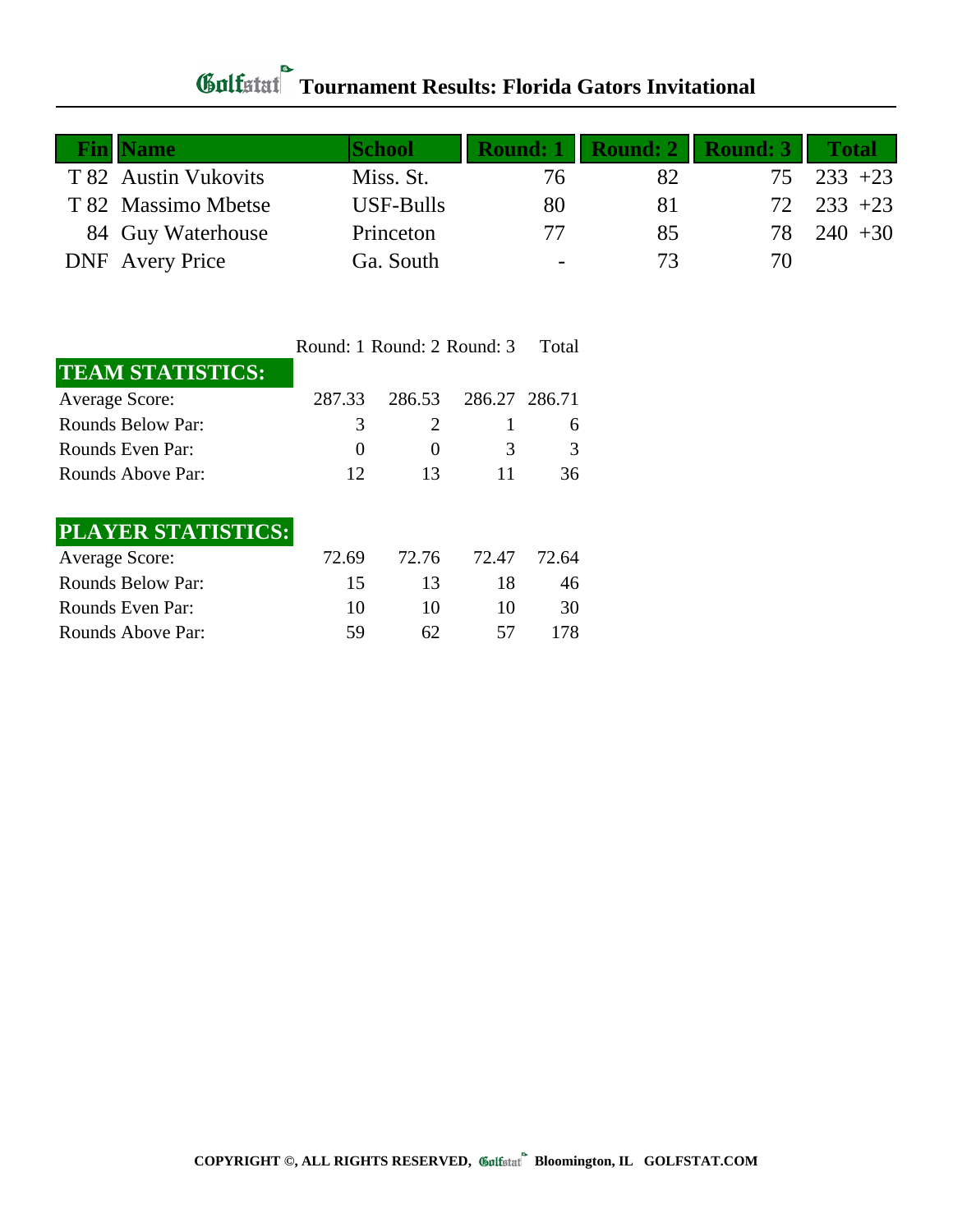# Golfstat Tournament Results: Florida Gators Invitational

| Fin | Name | School | Round: 1 | Round: 2 | Round: 3 | Total | |
|---|---|---|---|---|---|---|---|
| T 82 | Austin Vukovits | Miss. St. | 76 | 82 | 75 | 233 | +23 |
| T 82 | Massimo Mbetse | USF-Bulls | 80 | 81 | 72 | 233 | +23 |
| 84 | Guy Waterhouse | Princeton | 77 | 85 | 78 | 240 | +30 |
| DNF | Avery Price | Ga. South | - | 73 | 70 | | |

| TEAM STATISTICS: | Round: 1 | Round: 2 | Round: 3 | Total |
|---|---|---|---|---|
| Average Score: | 287.33 | 286.53 | 286.27 | 286.71 |
| Rounds Below Par: | 3 | 2 | 1 | 6 |
| Rounds Even Par: | 0 | 0 | 3 | 3 |
| Rounds Above Par: | 12 | 13 | 11 | 36 |

| PLAYER STATISTICS: | Round: 1 | Round: 2 | Round: 3 | Total |
|---|---|---|---|---|
| Average Score: | 72.69 | 72.76 | 72.47 | 72.64 |
| Rounds Below Par: | 15 | 13 | 18 | 46 |
| Rounds Even Par: | 10 | 10 | 10 | 30 |
| Rounds Above Par: | 59 | 62 | 57 | 178 |

**COPYRIGHT ©, ALL RIGHTS RESERVED, Golfstat Bloomington, IL GOLFSTAT.COM**